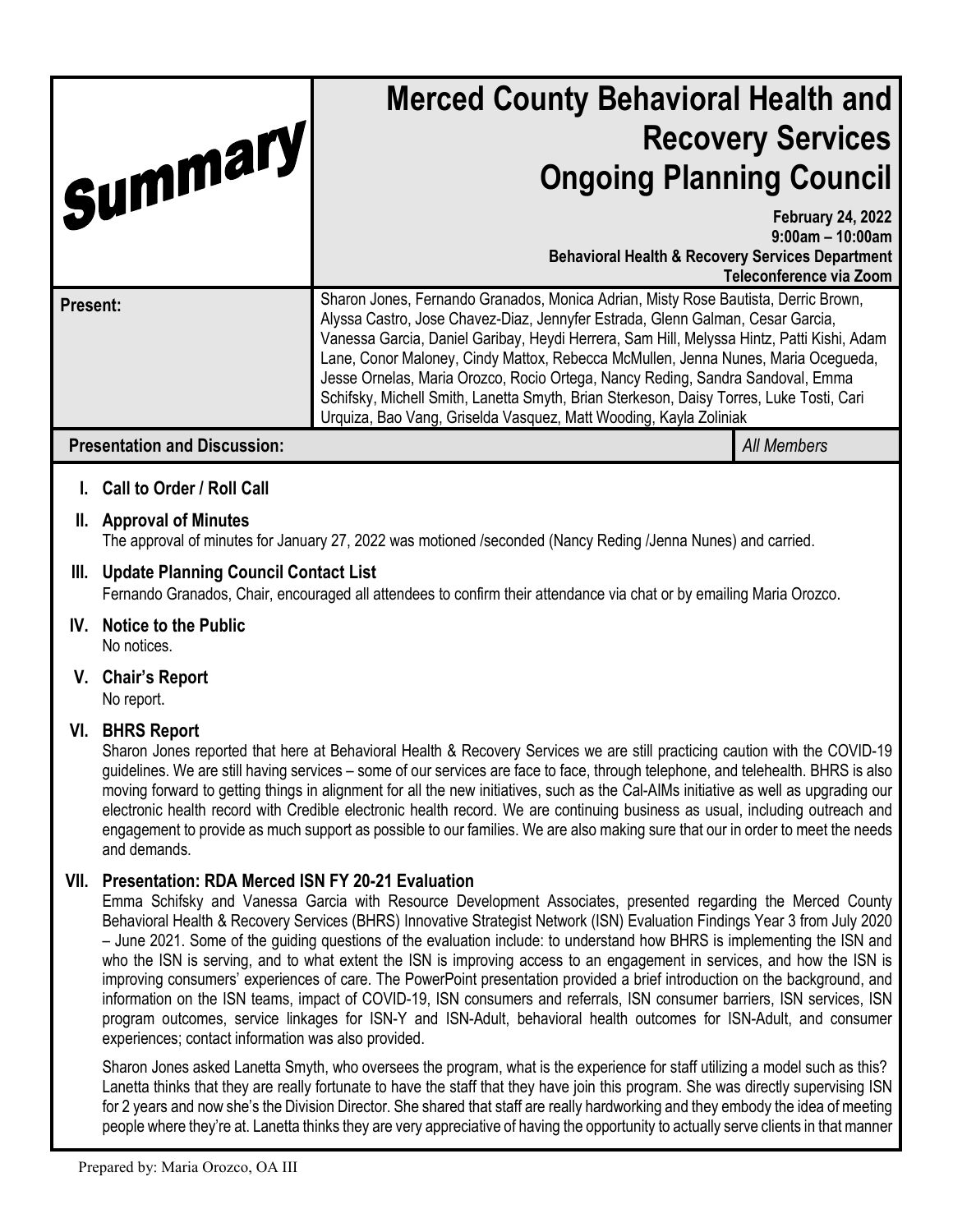**Summary**

# Merced County Behavioral Health and Recovery Services Ongoing Planning Council

**February 24, 2022**
**9:00am – 10:00am**
**Behavioral Health & Recovery Services Department**
**Teleconference via Zoom**

| | |
|---|---|
| **Present:** | Sharon Jones, Fernando Granados, Monica Adrian, Misty Rose Bautista, Derric Brown, Alyssa Castro, Jose Chavez-Diaz, Jennyfer Estrada, Glenn Galman, Cesar Garcia, Vanessa Garcia, Daniel Garibay, Heydi Herrera, Sam Hill, Melyssa Hintz, Patti Kishi, Adam Lane, Conor Maloney, Cindy Mattox, Rebecca McMullen, Jenna Nunes, Maria Ocegueda, Jesse Ornelas, Maria Orozco, Rocio Ortega, Nancy Reding, Sandra Sandoval, Emma Schifsky, Michell Smith, Lanetta Smyth, Brian Sterkeson, Daisy Torres, Luke Tosti, Cari Urquiza, Bao Vang, Griselda Vasquez, Matt Wooding, Kayla Zoliniak |

**Presentation and Discussion:** *All Members*

**I. Call to Order / Roll Call**

**II. Approval of Minutes**
The approval of minutes for January 27, 2022 was motioned /seconded (Nancy Reding /Jenna Nunes) and carried.

**III. Update Planning Council Contact List**
Fernando Granados, Chair, encouraged all attendees to confirm their attendance via chat or by emailing Maria Orozco.

**IV. Notice to the Public**
No notices.

**V. Chair's Report**
No report.

**VI. BHRS Report**
Sharon Jones reported that here at Behavioral Health & Recovery Services we are still practicing caution with the COVID-19 guidelines. We are still having services – some of our services are face to face, through telephone, and telehealth. BHRS is also moving forward to getting things in alignment for all the new initiatives, such as the Cal-AIMs initiative as well as upgrading our electronic health record with Credible electronic health record. We are continuing business as usual, including outreach and engagement to provide as much support as possible to our families. We are also making sure that our in order to meet the needs and demands.

**VII. Presentation: RDA Merced ISN FY 20-21 Evaluation**
Emma Schifsky and Vanessa Garcia with Resource Development Associates, presented regarding the Merced County Behavioral Health & Recovery Services (BHRS) Innovative Strategist Network (ISN) Evaluation Findings Year 3 from July 2020 – June 2021. Some of the guiding questions of the evaluation include: to understand how BHRS is implementing the ISN and who the ISN is serving, and to what extent the ISN is improving access to an engagement in services, and how the ISN is improving consumers' experiences of care. The PowerPoint presentation provided a brief introduction on the background, and information on the ISN teams, impact of COVID-19, ISN consumers and referrals, ISN consumer barriers, ISN services, ISN program outcomes, service linkages for ISN-Y and ISN-Adult, behavioral health outcomes for ISN-Adult, and consumer experiences; contact information was also provided.

Sharon Jones asked Lanetta Smyth, who oversees the program, what is the experience for staff utilizing a model such as this? Lanetta thinks that they are really fortunate to have the staff that they have join this program. She was directly supervising ISN for 2 years and now she's the Division Director. She shared that staff are really hardworking and they embody the idea of meeting people where they're at. Lanetta thinks they are very appreciative of having the opportunity to actually serve clients in that manner

Prepared by: Maria Orozco, OA III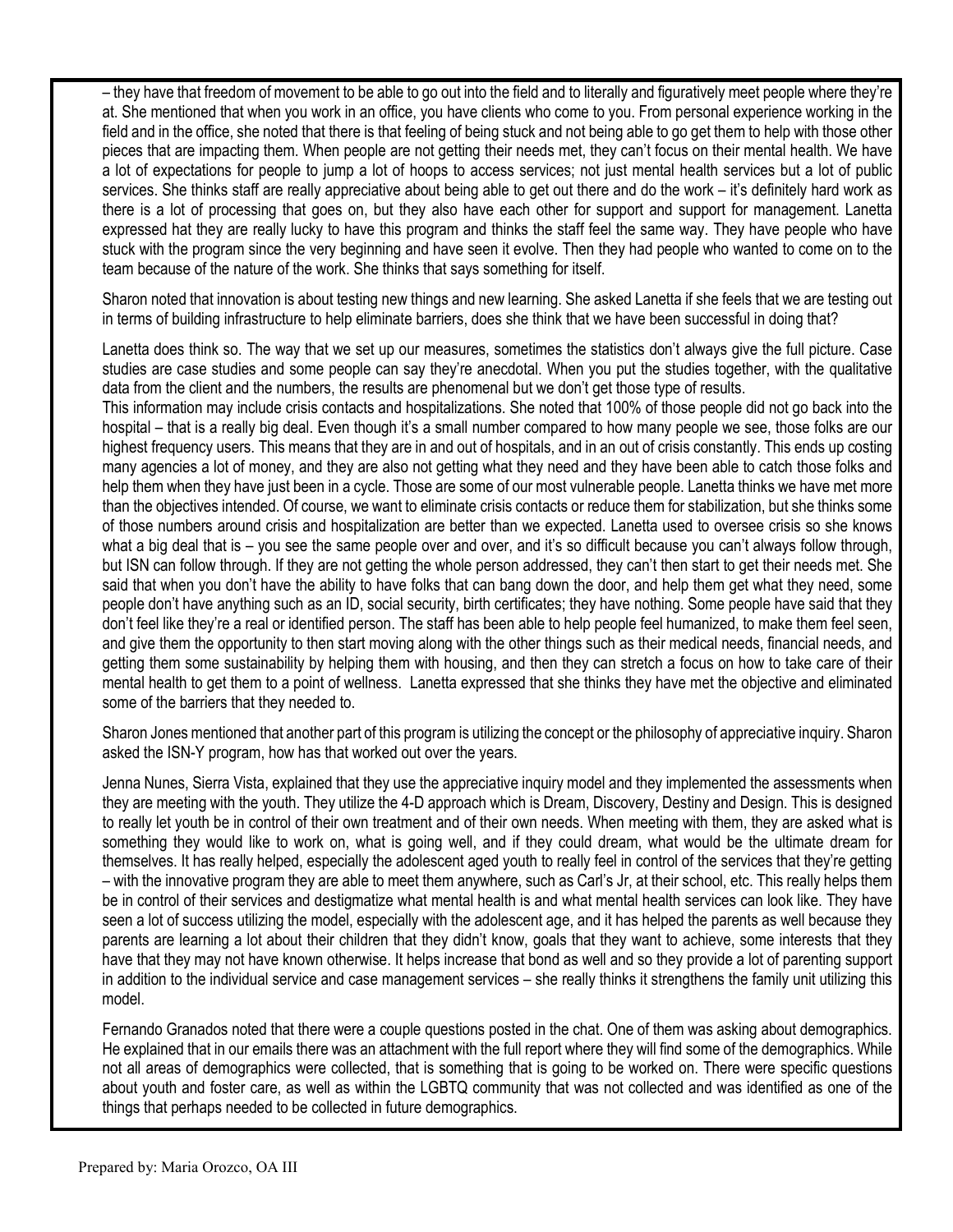– they have that freedom of movement to be able to go out into the field and to literally and figuratively meet people where they're at. She mentioned that when you work in an office, you have clients who come to you. From personal experience working in the field and in the office, she noted that there is that feeling of being stuck and not being able to go get them to help with those other pieces that are impacting them. When people are not getting their needs met, they can't focus on their mental health. We have a lot of expectations for people to jump a lot of hoops to access services; not just mental health services but a lot of public services. She thinks staff are really appreciative about being able to get out there and do the work – it's definitely hard work as there is a lot of processing that goes on, but they also have each other for support and support for management. Lanetta expressed hat they are really lucky to have this program and thinks the staff feel the same way. They have people who have stuck with the program since the very beginning and have seen it evolve. Then they had people who wanted to come on to the team because of the nature of the work. She thinks that says something for itself.

Sharon noted that innovation is about testing new things and new learning. She asked Lanetta if she feels that we are testing out in terms of building infrastructure to help eliminate barriers, does she think that we have been successful in doing that?

Lanetta does think so. The way that we set up our measures, sometimes the statistics don't always give the full picture. Case studies are case studies and some people can say they're anecdotal. When you put the studies together, with the qualitative data from the client and the numbers, the results are phenomenal but we don't get those type of results.
This information may include crisis contacts and hospitalizations. She noted that 100% of those people did not go back into the hospital – that is a really big deal. Even though it's a small number compared to how many people we see, those folks are our highest frequency users. This means that they are in and out of hospitals, and in an out of crisis constantly. This ends up costing many agencies a lot of money, and they are also not getting what they need and they have been able to catch those folks and help them when they have just been in a cycle. Those are some of our most vulnerable people. Lanetta thinks we have met more than the objectives intended. Of course, we want to eliminate crisis contacts or reduce them for stabilization, but she thinks some of those numbers around crisis and hospitalization are better than we expected. Lanetta used to oversee crisis so she knows what a big deal that is – you see the same people over and over, and it's so difficult because you can't always follow through, but ISN can follow through. If they are not getting the whole person addressed, they can't then start to get their needs met. She said that when you don't have the ability to have folks that can bang down the door, and help them get what they need, some people don't have anything such as an ID, social security, birth certificates; they have nothing. Some people have said that they don't feel like they're a real or identified person. The staff has been able to help people feel humanized, to make them feel seen, and give them the opportunity to then start moving along with the other things such as their medical needs, financial needs, and getting them some sustainability by helping them with housing, and then they can stretch a focus on how to take care of their mental health to get them to a point of wellness. Lanetta expressed that she thinks they have met the objective and eliminated some of the barriers that they needed to.

Sharon Jones mentioned that another part of this program is utilizing the concept or the philosophy of appreciative inquiry. Sharon asked the ISN-Y program, how has that worked out over the years.

Jenna Nunes, Sierra Vista, explained that they use the appreciative inquiry model and they implemented the assessments when they are meeting with the youth. They utilize the 4-D approach which is Dream, Discovery, Destiny and Design. This is designed to really let youth be in control of their own treatment and of their own needs. When meeting with them, they are asked what is something they would like to work on, what is going well, and if they could dream, what would be the ultimate dream for themselves. It has really helped, especially the adolescent aged youth to really feel in control of the services that they're getting – with the innovative program they are able to meet them anywhere, such as Carl's Jr, at their school, etc. This really helps them be in control of their services and destigmatize what mental health is and what mental health services can look like. They have seen a lot of success utilizing the model, especially with the adolescent age, and it has helped the parents as well because they parents are learning a lot about their children that they didn't know, goals that they want to achieve, some interests that they have that they may not have known otherwise. It helps increase that bond as well and so they provide a lot of parenting support in addition to the individual service and case management services – she really thinks it strengthens the family unit utilizing this model.

Fernando Granados noted that there were a couple questions posted in the chat. One of them was asking about demographics. He explained that in our emails there was an attachment with the full report where they will find some of the demographics. While not all areas of demographics were collected, that is something that is going to be worked on. There were specific questions about youth and foster care, as well as within the LGBTQ community that was not collected and was identified as one of the things that perhaps needed to be collected in future demographics.

Prepared by: Maria Orozco, OA III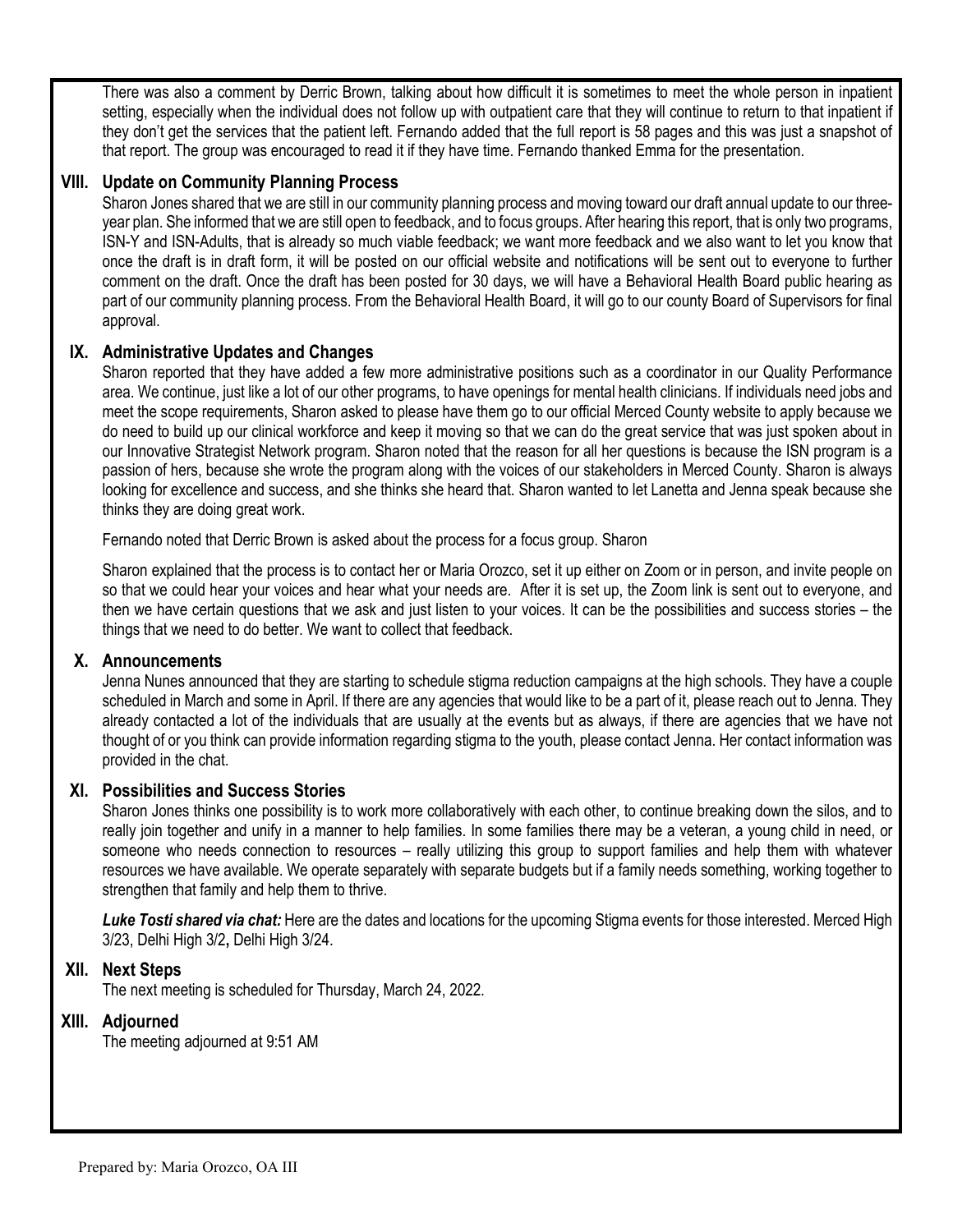There was also a comment by Derric Brown, talking about how difficult it is sometimes to meet the whole person in inpatient setting, especially when the individual does not follow up with outpatient care that they will continue to return to that inpatient if they don't get the services that the patient left. Fernando added that the full report is 58 pages and this was just a snapshot of that report. The group was encouraged to read it if they have time. Fernando thanked Emma for the presentation.

## VIII. Update on Community Planning Process

Sharon Jones shared that we are still in our community planning process and moving toward our draft annual update to our three-year plan. She informed that we are still open to feedback, and to focus groups. After hearing this report, that is only two programs, ISN-Y and ISN-Adults, that is already so much viable feedback; we want more feedback and we also want to let you know that once the draft is in draft form, it will be posted on our official website and notifications will be sent out to everyone to further comment on the draft. Once the draft has been posted for 30 days, we will have a Behavioral Health Board public hearing as part of our community planning process. From the Behavioral Health Board, it will go to our county Board of Supervisors for final approval.

## IX. Administrative Updates and Changes

Sharon reported that they have added a few more administrative positions such as a coordinator in our Quality Performance area. We continue, just like a lot of our other programs, to have openings for mental health clinicians. If individuals need jobs and meet the scope requirements, Sharon asked to please have them go to our official Merced County website to apply because we do need to build up our clinical workforce and keep it moving so that we can do the great service that was just spoken about in our Innovative Strategist Network program. Sharon noted that the reason for all her questions is because the ISN program is a passion of hers, because she wrote the program along with the voices of our stakeholders in Merced County. Sharon is always looking for excellence and success, and she thinks she heard that. Sharon wanted to let Lanetta and Jenna speak because she thinks they are doing great work.

Fernando noted that Derric Brown is asked about the process for a focus group. Sharon

Sharon explained that the process is to contact her or Maria Orozco, set it up either on Zoom or in person, and invite people on so that we could hear your voices and hear what your needs are. After it is set up, the Zoom link is sent out to everyone, and then we have certain questions that we ask and just listen to your voices. It can be the possibilities and success stories – the things that we need to do better. We want to collect that feedback.

## X. Announcements

Jenna Nunes announced that they are starting to schedule stigma reduction campaigns at the high schools. They have a couple scheduled in March and some in April. If there are any agencies that would like to be a part of it, please reach out to Jenna. They already contacted a lot of the individuals that are usually at the events but as always, if there are agencies that we have not thought of or you think can provide information regarding stigma to the youth, please contact Jenna. Her contact information was provided in the chat.

## XI. Possibilities and Success Stories

Sharon Jones thinks one possibility is to work more collaboratively with each other, to continue breaking down the silos, and to really join together and unify in a manner to help families. In some families there may be a veteran, a young child in need, or someone who needs connection to resources – really utilizing this group to support families and help them with whatever resources we have available. We operate separately with separate budgets but if a family needs something, working together to strengthen that family and help them to thrive.

***Luke Tosti shared via chat:*** Here are the dates and locations for the upcoming Stigma events for those interested. Merced High 3/23, Delhi High 3/2**,** Delhi High 3/24.

## XII. Next Steps

The next meeting is scheduled for Thursday, March 24, 2022.

## XIII. Adjourned

The meeting adjourned at 9:51 AM

Prepared by: Maria Orozco, OA III